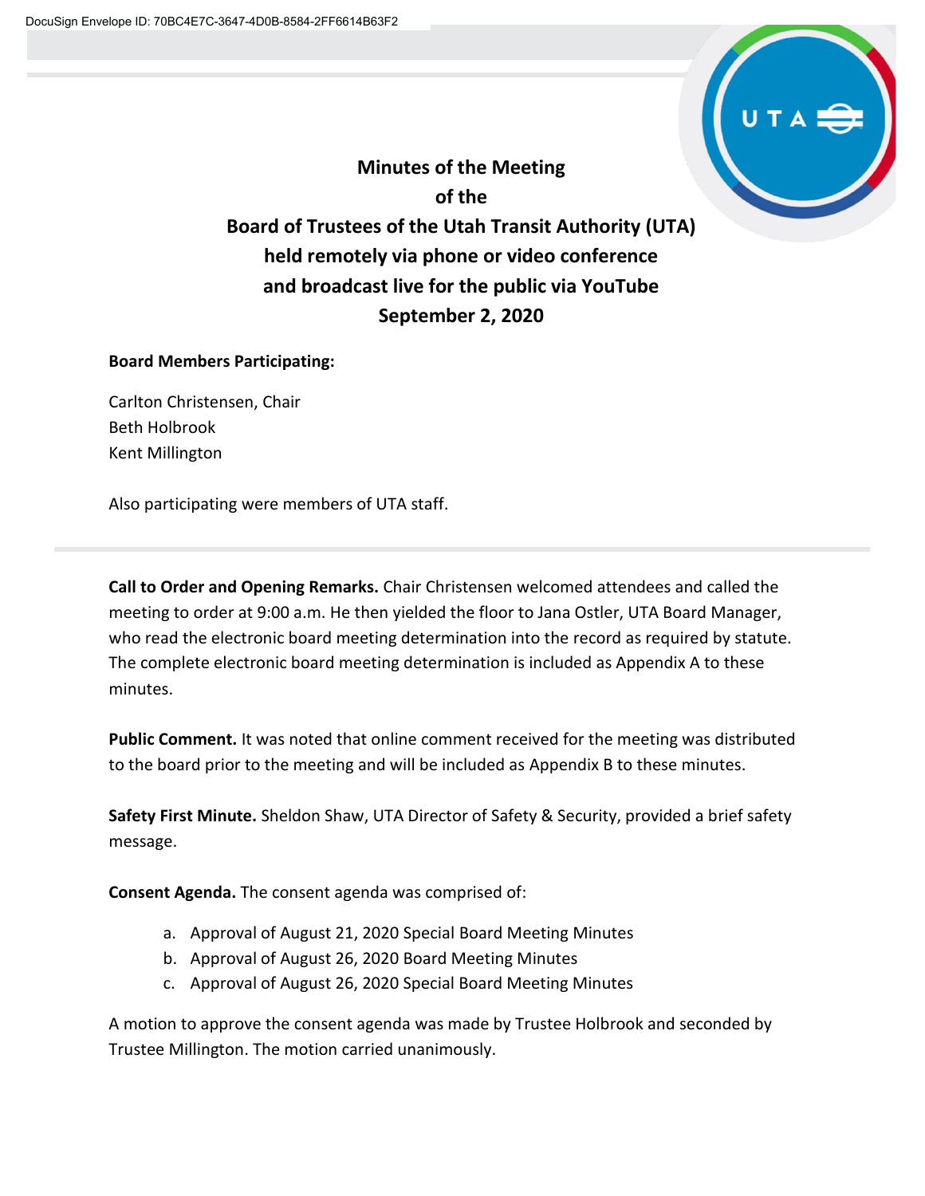# Minutes of the Meeting of the Board of Trustees of the Utah Transit Authority (UTA) held remotely via phone or video conference and broadcast live for the public via YouTube September 2, 2020

**Board Members Participating:**

Carlton Christensen, Chair
Beth Holbrook
Kent Millington

Also participating were members of UTA staff.

---

**Call to Order and Opening Remarks.** Chair Christensen welcomed attendees and called the meeting to order at 9:00 a.m. He then yielded the floor to Jana Ostler, UTA Board Manager, who read the electronic board meeting determination into the record as required by statute. The complete electronic board meeting determination is included as Appendix A to these minutes.

**Public Comment.** It was noted that online comment received for the meeting was distributed to the board prior to the meeting and will be included as Appendix B to these minutes.

**Safety First Minute.** Sheldon Shaw, UTA Director of Safety & Security, provided a brief safety message.

**Consent Agenda.** The consent agenda was comprised of:

a. Approval of August 21, 2020 Special Board Meeting Minutes
b. Approval of August 26, 2020 Board Meeting Minutes
c. Approval of August 26, 2020 Special Board Meeting Minutes

A motion to approve the consent agenda was made by Trustee Holbrook and seconded by Trustee Millington. The motion carried unanimously.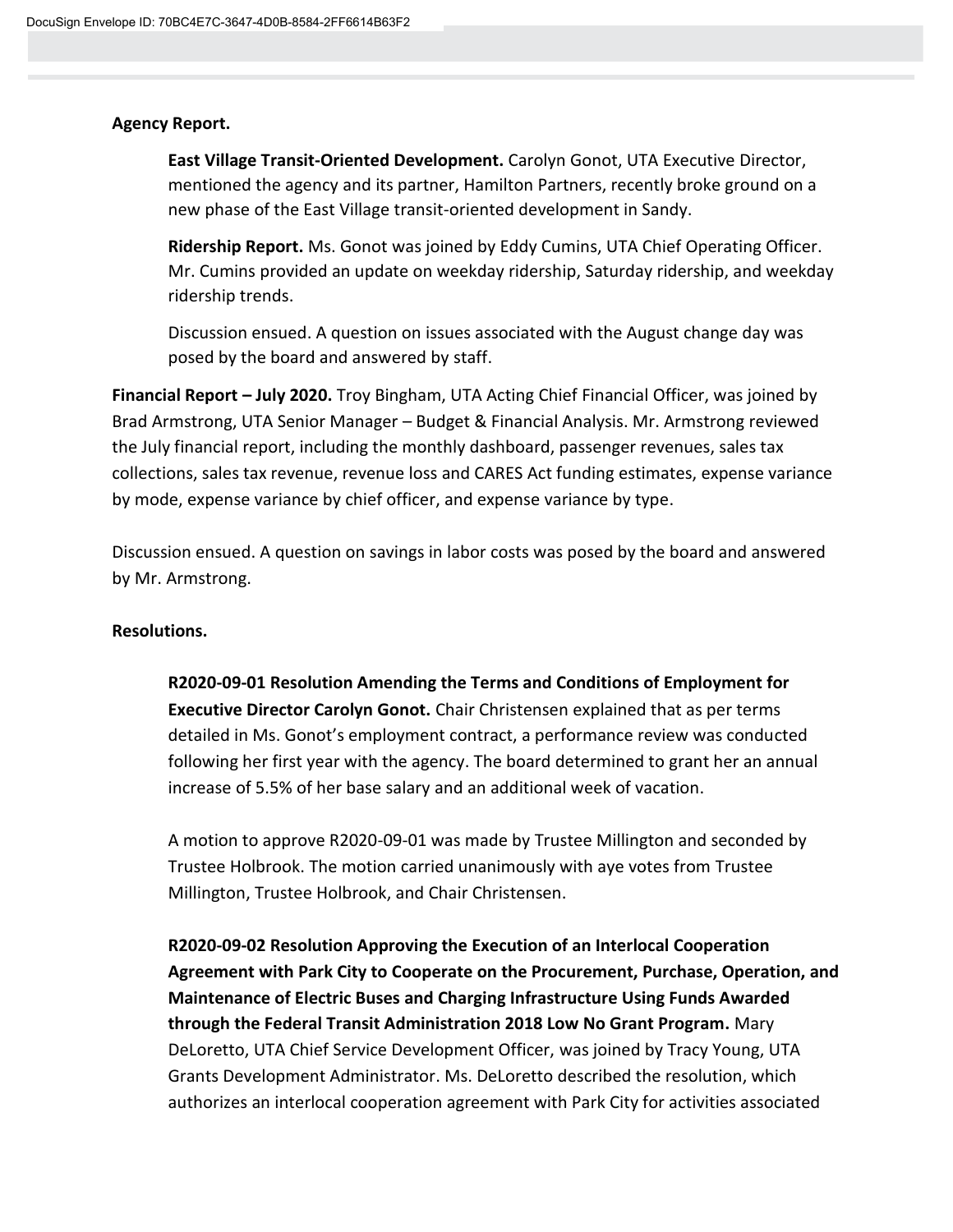**Agency Report.**

**East Village Transit-Oriented Development.** Carolyn Gonot, UTA Executive Director, mentioned the agency and its partner, Hamilton Partners, recently broke ground on a new phase of the East Village transit-oriented development in Sandy.

**Ridership Report.** Ms. Gonot was joined by Eddy Cumins, UTA Chief Operating Officer. Mr. Cumins provided an update on weekday ridership, Saturday ridership, and weekday ridership trends.

Discussion ensued. A question on issues associated with the August change day was posed by the board and answered by staff.

**Financial Report – July 2020.** Troy Bingham, UTA Acting Chief Financial Officer, was joined by Brad Armstrong, UTA Senior Manager – Budget & Financial Analysis. Mr. Armstrong reviewed the July financial report, including the monthly dashboard, passenger revenues, sales tax collections, sales tax revenue, revenue loss and CARES Act funding estimates, expense variance by mode, expense variance by chief officer, and expense variance by type.

Discussion ensued. A question on savings in labor costs was posed by the board and answered by Mr. Armstrong.

**Resolutions.**

**R2020-09-01 Resolution Amending the Terms and Conditions of Employment for Executive Director Carolyn Gonot.** Chair Christensen explained that as per terms detailed in Ms. Gonot's employment contract, a performance review was conducted following her first year with the agency. The board determined to grant her an annual increase of 5.5% of her base salary and an additional week of vacation.

A motion to approve R2020-09-01 was made by Trustee Millington and seconded by Trustee Holbrook. The motion carried unanimously with aye votes from Trustee Millington, Trustee Holbrook, and Chair Christensen.

**R2020-09-02 Resolution Approving the Execution of an Interlocal Cooperation Agreement with Park City to Cooperate on the Procurement, Purchase, Operation, and Maintenance of Electric Buses and Charging Infrastructure Using Funds Awarded through the Federal Transit Administration 2018 Low No Grant Program.** Mary DeLoretto, UTA Chief Service Development Officer, was joined by Tracy Young, UTA Grants Development Administrator. Ms. DeLoretto described the resolution, which authorizes an interlocal cooperation agreement with Park City for activities associated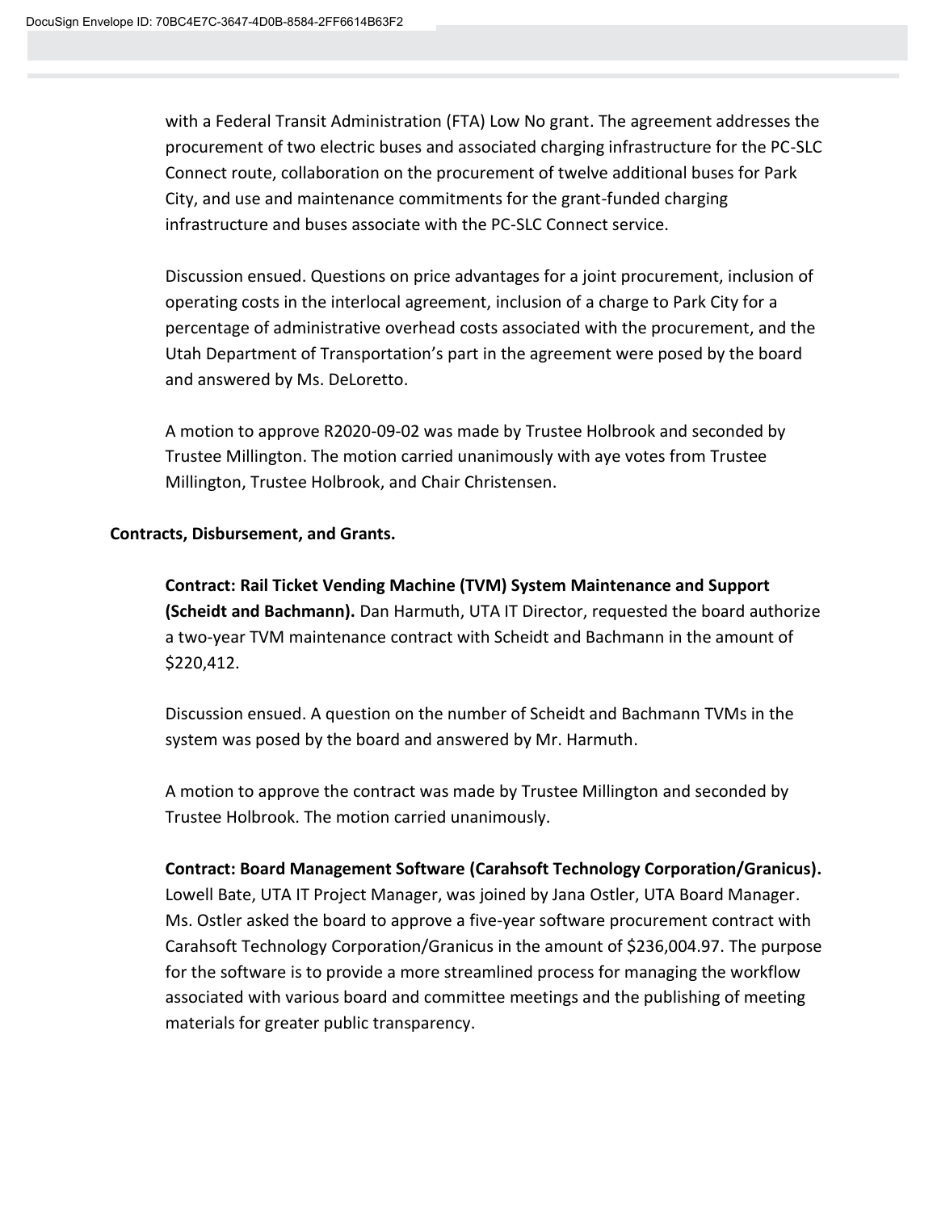with a Federal Transit Administration (FTA) Low No grant. The agreement addresses the procurement of two electric buses and associated charging infrastructure for the PC-SLC Connect route, collaboration on the procurement of twelve additional buses for Park City, and use and maintenance commitments for the grant-funded charging infrastructure and buses associate with the PC-SLC Connect service.

Discussion ensued. Questions on price advantages for a joint procurement, inclusion of operating costs in the interlocal agreement, inclusion of a charge to Park City for a percentage of administrative overhead costs associated with the procurement, and the Utah Department of Transportation's part in the agreement were posed by the board and answered by Ms. DeLoretto.

A motion to approve R2020-09-02 was made by Trustee Holbrook and seconded by Trustee Millington. The motion carried unanimously with aye votes from Trustee Millington, Trustee Holbrook, and Chair Christensen.

**Contracts, Disbursement, and Grants.**

**Contract: Rail Ticket Vending Machine (TVM) System Maintenance and Support (Scheidt and Bachmann).** Dan Harmuth, UTA IT Director, requested the board authorize a two-year TVM maintenance contract with Scheidt and Bachmann in the amount of $220,412.

Discussion ensued. A question on the number of Scheidt and Bachmann TVMs in the system was posed by the board and answered by Mr. Harmuth.

A motion to approve the contract was made by Trustee Millington and seconded by Trustee Holbrook. The motion carried unanimously.

**Contract: Board Management Software (Carahsoft Technology Corporation/Granicus).** Lowell Bate, UTA IT Project Manager, was joined by Jana Ostler, UTA Board Manager. Ms. Ostler asked the board to approve a five-year software procurement contract with Carahsoft Technology Corporation/Granicus in the amount of $236,004.97. The purpose for the software is to provide a more streamlined process for managing the workflow associated with various board and committee meetings and the publishing of meeting materials for greater public transparency.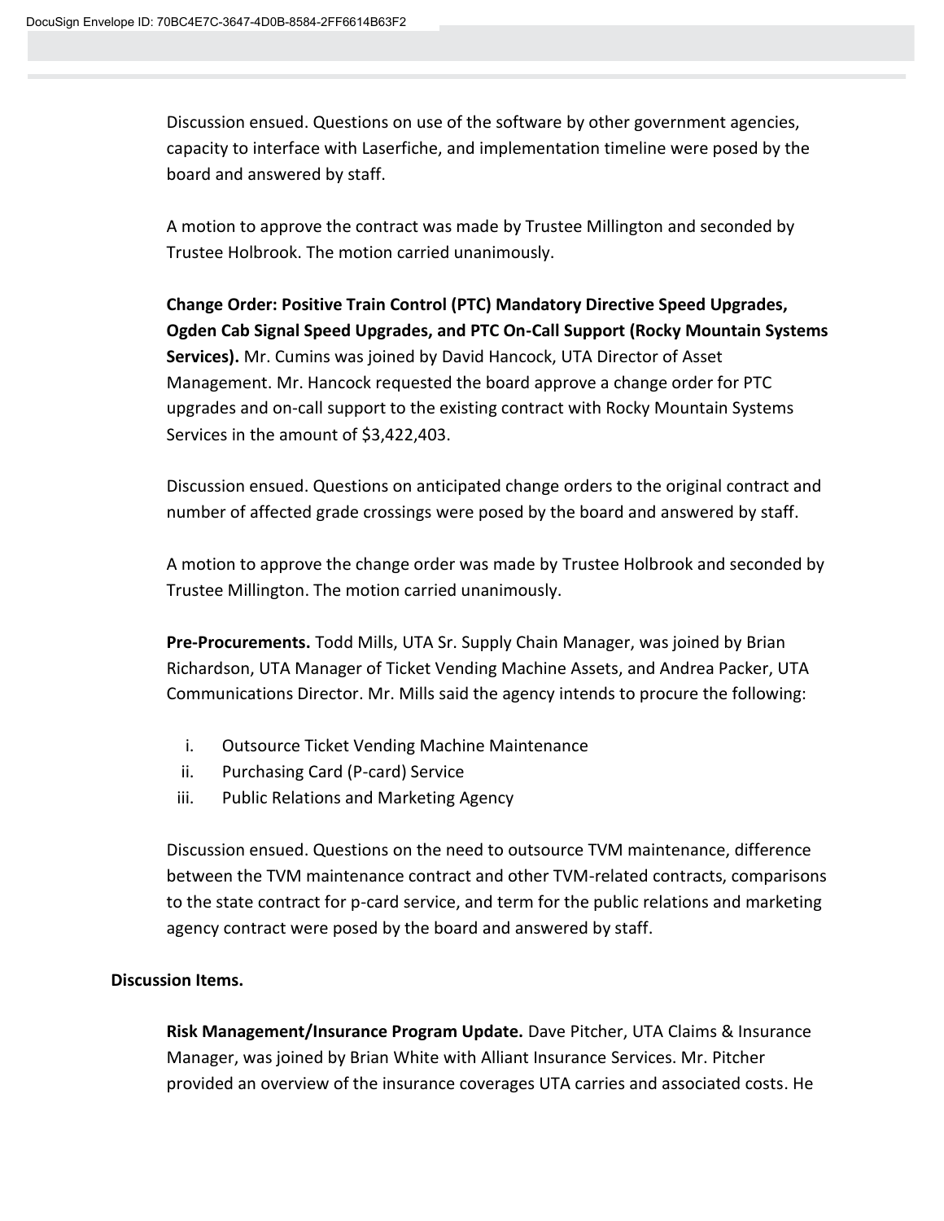Discussion ensued. Questions on use of the software by other government agencies, capacity to interface with Laserfiche, and implementation timeline were posed by the board and answered by staff.

A motion to approve the contract was made by Trustee Millington and seconded by Trustee Holbrook. The motion carried unanimously.

**Change Order: Positive Train Control (PTC) Mandatory Directive Speed Upgrades, Ogden Cab Signal Speed Upgrades, and PTC On-Call Support (Rocky Mountain Systems Services).** Mr. Cumins was joined by David Hancock, UTA Director of Asset Management. Mr. Hancock requested the board approve a change order for PTC upgrades and on-call support to the existing contract with Rocky Mountain Systems Services in the amount of $3,422,403.

Discussion ensued. Questions on anticipated change orders to the original contract and number of affected grade crossings were posed by the board and answered by staff.

A motion to approve the change order was made by Trustee Holbrook and seconded by Trustee Millington. The motion carried unanimously.

**Pre-Procurements.** Todd Mills, UTA Sr. Supply Chain Manager, was joined by Brian Richardson, UTA Manager of Ticket Vending Machine Assets, and Andrea Packer, UTA Communications Director. Mr. Mills said the agency intends to procure the following:

i. Outsource Ticket Vending Machine Maintenance
ii. Purchasing Card (P-card) Service
iii. Public Relations and Marketing Agency

Discussion ensued. Questions on the need to outsource TVM maintenance, difference between the TVM maintenance contract and other TVM-related contracts, comparisons to the state contract for p-card service, and term for the public relations and marketing agency contract were posed by the board and answered by staff.

**Discussion Items.**

**Risk Management/Insurance Program Update.** Dave Pitcher, UTA Claims & Insurance Manager, was joined by Brian White with Alliant Insurance Services. Mr. Pitcher provided an overview of the insurance coverages UTA carries and associated costs. He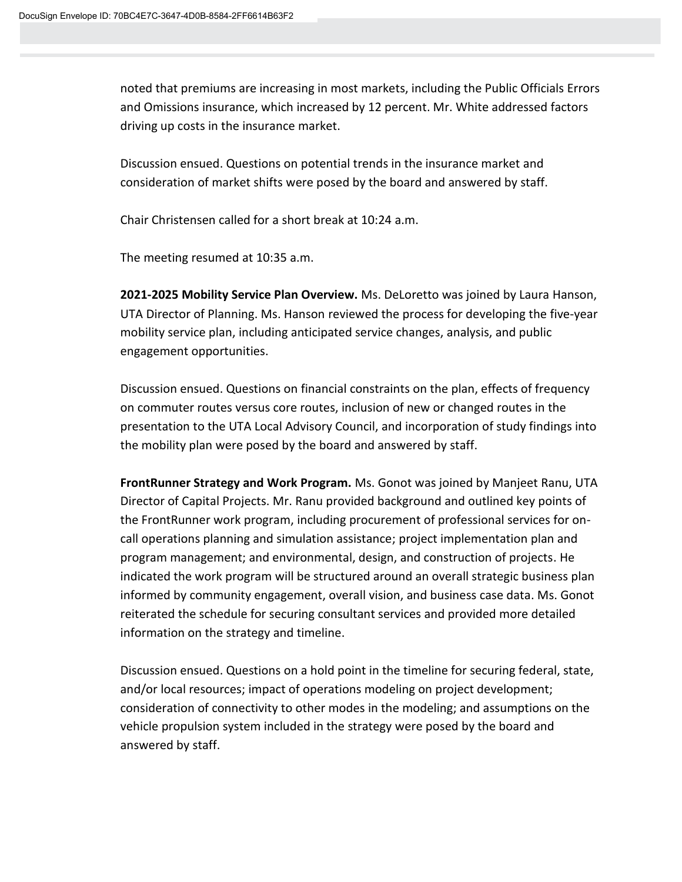noted that premiums are increasing in most markets, including the Public Officials Errors and Omissions insurance, which increased by 12 percent. Mr. White addressed factors driving up costs in the insurance market.

Discussion ensued. Questions on potential trends in the insurance market and consideration of market shifts were posed by the board and answered by staff.

Chair Christensen called for a short break at 10:24 a.m.

The meeting resumed at 10:35 a.m.

**2021-2025 Mobility Service Plan Overview.** Ms. DeLoretto was joined by Laura Hanson, UTA Director of Planning. Ms. Hanson reviewed the process for developing the five-year mobility service plan, including anticipated service changes, analysis, and public engagement opportunities.

Discussion ensued. Questions on financial constraints on the plan, effects of frequency on commuter routes versus core routes, inclusion of new or changed routes in the presentation to the UTA Local Advisory Council, and incorporation of study findings into the mobility plan were posed by the board and answered by staff.

**FrontRunner Strategy and Work Program.** Ms. Gonot was joined by Manjeet Ranu, UTA Director of Capital Projects. Mr. Ranu provided background and outlined key points of the FrontRunner work program, including procurement of professional services for on-call operations planning and simulation assistance; project implementation plan and program management; and environmental, design, and construction of projects. He indicated the work program will be structured around an overall strategic business plan informed by community engagement, overall vision, and business case data. Ms. Gonot reiterated the schedule for securing consultant services and provided more detailed information on the strategy and timeline.

Discussion ensued. Questions on a hold point in the timeline for securing federal, state, and/or local resources; impact of operations modeling on project development; consideration of connectivity to other modes in the modeling; and assumptions on the vehicle propulsion system included in the strategy were posed by the board and answered by staff.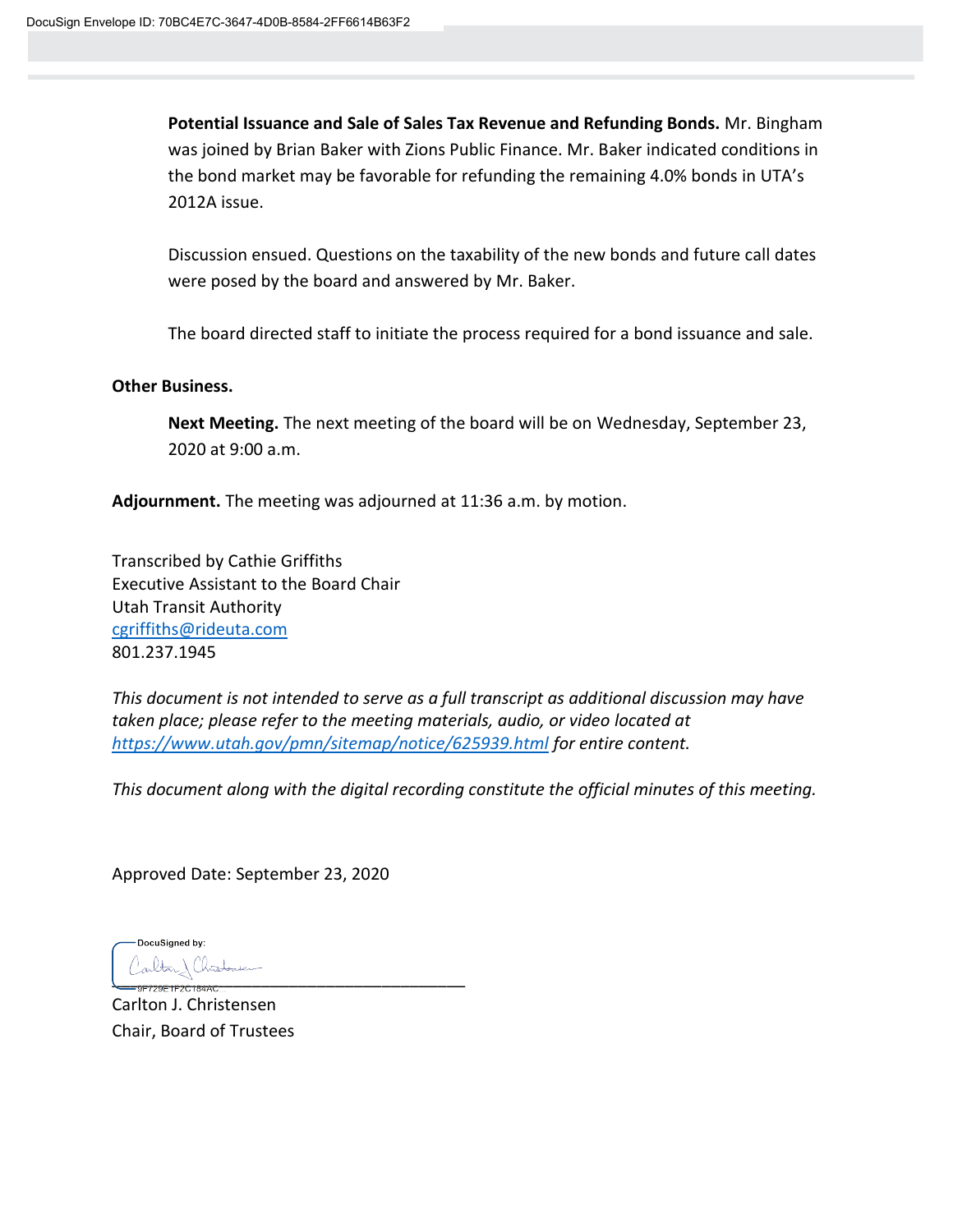**Potential Issuance and Sale of Sales Tax Revenue and Refunding Bonds.** Mr. Bingham was joined by Brian Baker with Zions Public Finance. Mr. Baker indicated conditions in the bond market may be favorable for refunding the remaining 4.0% bonds in UTA's 2012A issue.

Discussion ensued. Questions on the taxability of the new bonds and future call dates were posed by the board and answered by Mr. Baker.

The board directed staff to initiate the process required for a bond issuance and sale.

**Other Business.**

**Next Meeting.** The next meeting of the board will be on Wednesday, September 23, 2020 at 9:00 a.m.

**Adjournment.** The meeting was adjourned at 11:36 a.m. by motion.

Transcribed by Cathie Griffiths
Executive Assistant to the Board Chair
Utah Transit Authority
cgriffiths@rideuta.com
801.237.1945

*This document is not intended to serve as a full transcript as additional discussion may have taken place; please refer to the meeting materials, audio, or video located at https://www.utah.gov/pmn/sitemap/notice/625939.html for entire content.*

*This document along with the digital recording constitute the official minutes of this meeting.*

Approved Date: September 23, 2020

DocuSigned by:

Carlton J. Christensen
Chair, Board of Trustees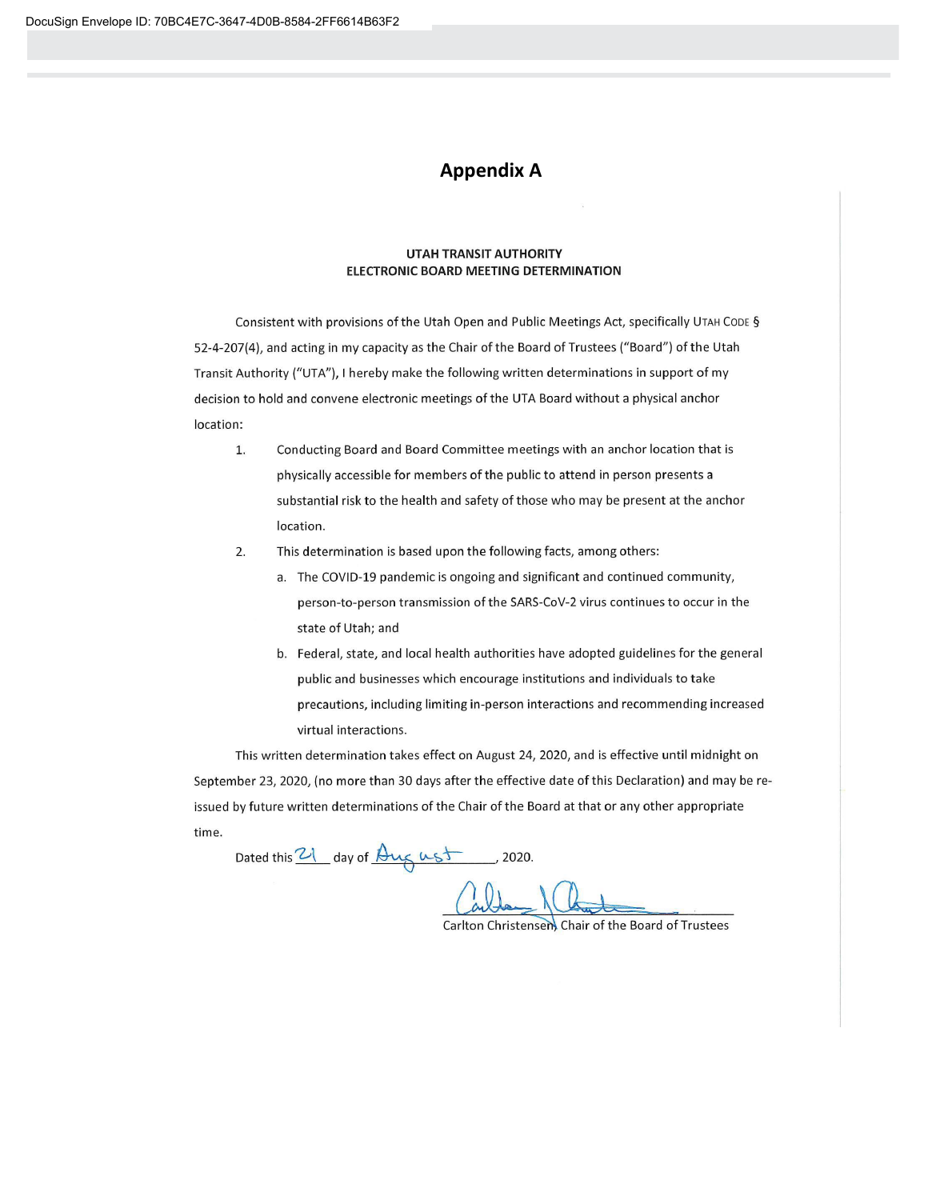# Appendix A

**UTAH TRANSIT AUTHORITY**
**ELECTRONIC BOARD MEETING DETERMINATION**

Consistent with provisions of the Utah Open and Public Meetings Act, specifically UTAH CODE § 52-4-207(4), and acting in my capacity as the Chair of the Board of Trustees ("Board") of the Utah Transit Authority ("UTA"), I hereby make the following written determinations in support of my decision to hold and convene electronic meetings of the UTA Board without a physical anchor location:

1. Conducting Board and Board Committee meetings with an anchor location that is physically accessible for members of the public to attend in person presents a substantial risk to the health and safety of those who may be present at the anchor location.
2. This determination is based upon the following facts, among others:
   a. The COVID-19 pandemic is ongoing and significant and continued community, person-to-person transmission of the SARS-CoV-2 virus continues to occur in the state of Utah; and
   b. Federal, state, and local health authorities have adopted guidelines for the general public and businesses which encourage institutions and individuals to take precautions, including limiting in-person interactions and recommending increased virtual interactions.

This written determination takes effect on August 24, 2020, and is effective until midnight on September 23, 2020, (no more than 30 days after the effective date of this Declaration) and may be re-issued by future written determinations of the Chair of the Board at that or any other appropriate time.

Dated this 21 day of August, 2020.

Carlton Christensen, Chair of the Board of Trustees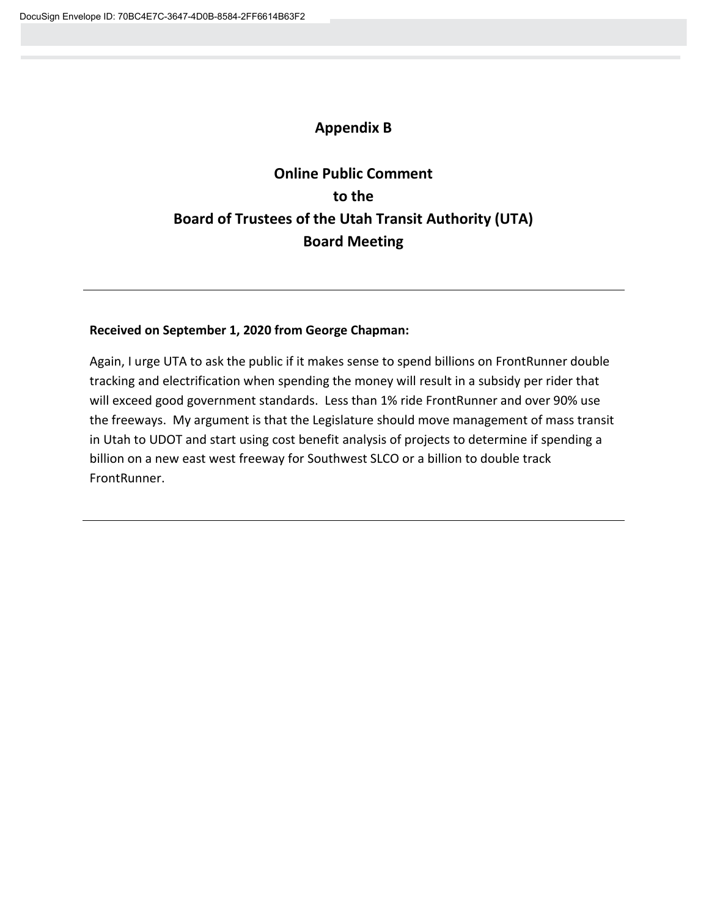# Appendix B

## Online Public Comment
## to the
## Board of Trustees of the Utah Transit Authority (UTA)
## Board Meeting

---

**Received on September 1, 2020 from George Chapman:**

Again, I urge UTA to ask the public if it makes sense to spend billions on FrontRunner double tracking and electrification when spending the money will result in a subsidy per rider that will exceed good government standards. Less than 1% ride FrontRunner and over 90% use the freeways. My argument is that the Legislature should move management of mass transit in Utah to UDOT and start using cost benefit analysis of projects to determine if spending a billion on a new east west freeway for Southwest SLCO or a billion to double track FrontRunner.

---